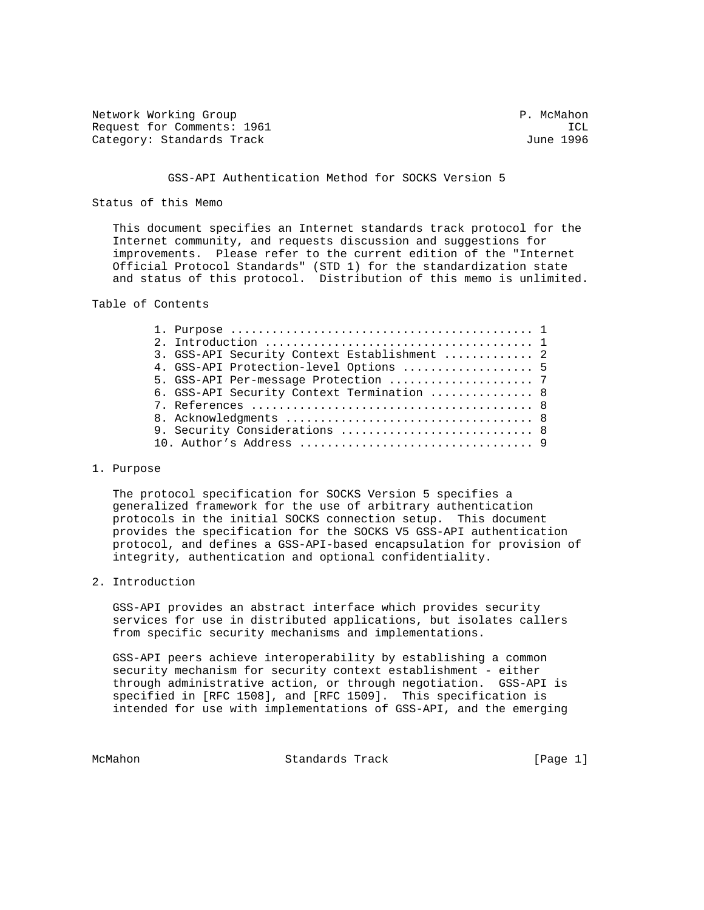Network Working Group P. McMahon
Request for Comments: 1961 ICL
Category: Standards Track June 1996

# GSS-API Authentication Method for SOCKS Version 5

## Status of this Memo

This document specifies an Internet standards track protocol for the Internet community, and requests discussion and suggestions for improvements. Please refer to the current edition of the "Internet Official Protocol Standards" (STD 1) for the standardization state and status of this protocol. Distribution of this memo is unlimited.

## Table of Contents

1. Purpose ........................................... 1
2. Introduction ...................................... 1
3. GSS-API Security Context Establishment ............ 2
4. GSS-API Protection-level Options .................. 5
5. GSS-API Per-message Protection .................... 7
6. GSS-API Security Context Termination .............. 8
7. References ........................................ 8
8. Acknowledgments ................................... 8
9. Security Considerations ........................... 8
10. Author's Address ................................. 9

## 1. Purpose

The protocol specification for SOCKS Version 5 specifies a generalized framework for the use of arbitrary authentication protocols in the initial SOCKS connection setup. This document provides the specification for the SOCKS V5 GSS-API authentication protocol, and defines a GSS-API-based encapsulation for provision of integrity, authentication and optional confidentiality.

## 2. Introduction

GSS-API provides an abstract interface which provides security services for use in distributed applications, but isolates callers from specific security mechanisms and implementations.

GSS-API peers achieve interoperability by establishing a common security mechanism for security context establishment - either through administrative action, or through negotiation. GSS-API is specified in [RFC 1508], and [RFC 1509]. This specification is intended for use with implementations of GSS-API, and the emerging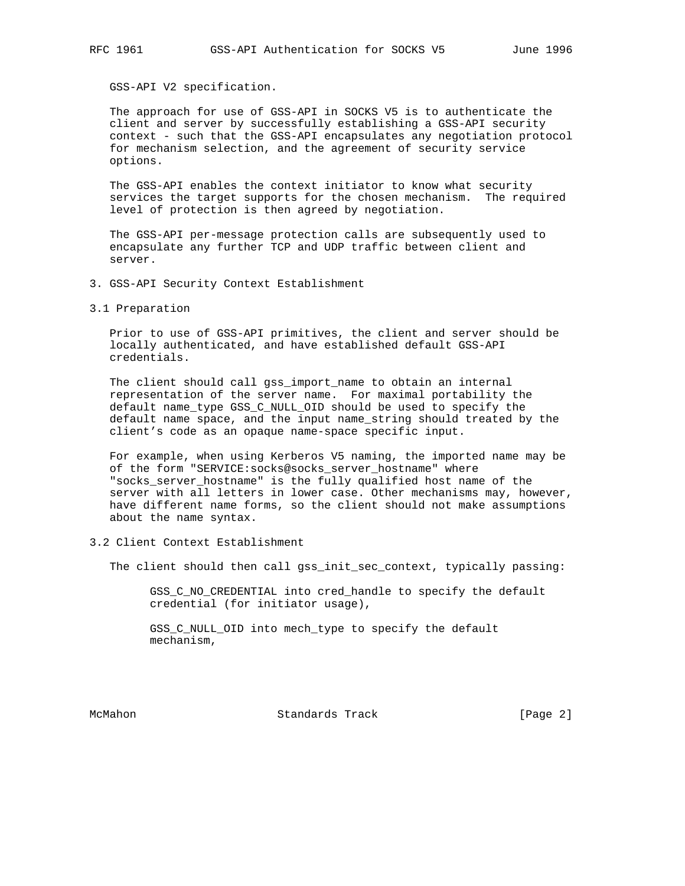GSS-API V2 specification.

The approach for use of GSS-API in SOCKS V5 is to authenticate the client and server by successfully establishing a GSS-API security context - such that the GSS-API encapsulates any negotiation protocol for mechanism selection, and the agreement of security service options.

The GSS-API enables the context initiator to know what security services the target supports for the chosen mechanism. The required level of protection is then agreed by negotiation.

The GSS-API per-message protection calls are subsequently used to encapsulate any further TCP and UDP traffic between client and server.

## 3. GSS-API Security Context Establishment

### 3.1 Preparation

Prior to use of GSS-API primitives, the client and server should be locally authenticated, and have established default GSS-API credentials.

The client should call gss_import_name to obtain an internal representation of the server name. For maximal portability the default name_type GSS_C_NULL_OID should be used to specify the default name space, and the input name_string should treated by the client's code as an opaque name-space specific input.

For example, when using Kerberos V5 naming, the imported name may be of the form "SERVICE:socks@socks_server_hostname" where "socks_server_hostname" is the fully qualified host name of the server with all letters in lower case. Other mechanisms may, however, have different name forms, so the client should not make assumptions about the name syntax.

### 3.2 Client Context Establishment

The client should then call gss_init_sec_context, typically passing:

> GSS_C_NO_CREDENTIAL into cred_handle to specify the default credential (for initiator usage),
>
> GSS_C_NULL_OID into mech_type to specify the default mechanism,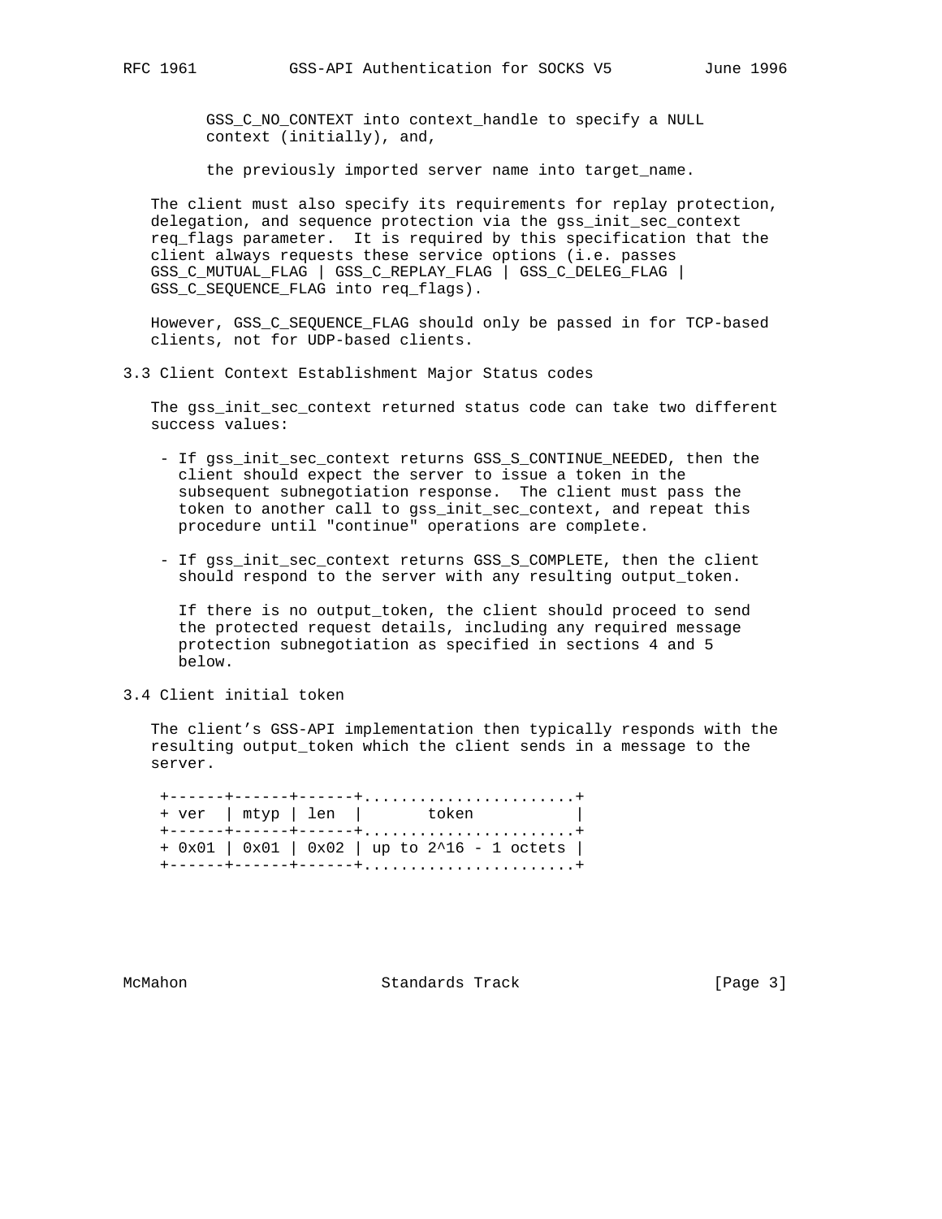GSS_C_NO_CONTEXT into context_handle to specify a NULL context (initially), and,

the previously imported server name into target_name.

The client must also specify its requirements for replay protection, delegation, and sequence protection via the gss_init_sec_context req_flags parameter. It is required by this specification that the client always requests these service options (i.e. passes GSS_C_MUTUAL_FLAG | GSS_C_REPLAY_FLAG | GSS_C_DELEG_FLAG | GSS_C_SEQUENCE_FLAG into req_flags).

However, GSS_C_SEQUENCE_FLAG should only be passed in for TCP-based clients, not for UDP-based clients.

## 3.3 Client Context Establishment Major Status codes

The gss_init_sec_context returned status code can take two different success values:

- If gss_init_sec_context returns GSS_S_CONTINUE_NEEDED, then the client should expect the server to issue a token in the subsequent subnegotiation response. The client must pass the token to another call to gss_init_sec_context, and repeat this procedure until "continue" operations are complete.

- If gss_init_sec_context returns GSS_S_COMPLETE, then the client should respond to the server with any resulting output_token.

  If there is no output_token, the client should proceed to send the protected request details, including any required message protection subnegotiation as specified in sections 4 and 5 below.

## 3.4 Client initial token

The client's GSS-API implementation then typically responds with the resulting output_token which the client sends in a message to the server.

```
+------+------+------+.......................+
+ ver  | mtyp | len  |       token           |
+------+------+------+.......................+
+ 0x01 | 0x01 | 0x02 | up to 2^16 - 1 octets |
+------+------+------+.......................+
```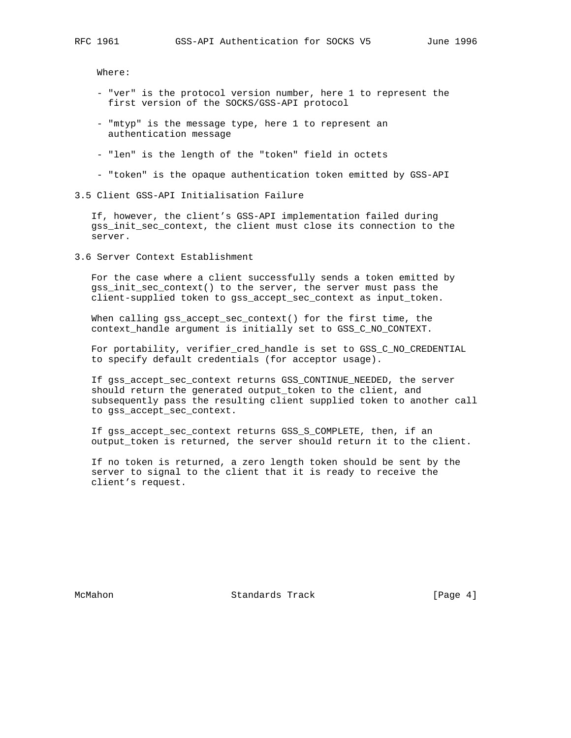Where:

- "ver" is the protocol version number, here 1 to represent the first version of the SOCKS/GSS-API protocol

- "mtyp" is the message type, here 1 to represent an authentication message

- "len" is the length of the "token" field in octets

- "token" is the opaque authentication token emitted by GSS-API

## 3.5 Client GSS-API Initialisation Failure

If, however, the client's GSS-API implementation failed during gss_init_sec_context, the client must close its connection to the server.

## 3.6 Server Context Establishment

For the case where a client successfully sends a token emitted by gss_init_sec_context() to the server, the server must pass the client-supplied token to gss_accept_sec_context as input_token.

When calling gss_accept_sec_context() for the first time, the context_handle argument is initially set to GSS_C_NO_CONTEXT.

For portability, verifier_cred_handle is set to GSS_C_NO_CREDENTIAL to specify default credentials (for acceptor usage).

If gss_accept_sec_context returns GSS_CONTINUE_NEEDED, the server should return the generated output_token to the client, and subsequently pass the resulting client supplied token to another call to gss_accept_sec_context.

If gss_accept_sec_context returns GSS_S_COMPLETE, then, if an output_token is returned, the server should return it to the client.

If no token is returned, a zero length token should be sent by the server to signal to the client that it is ready to receive the client's request.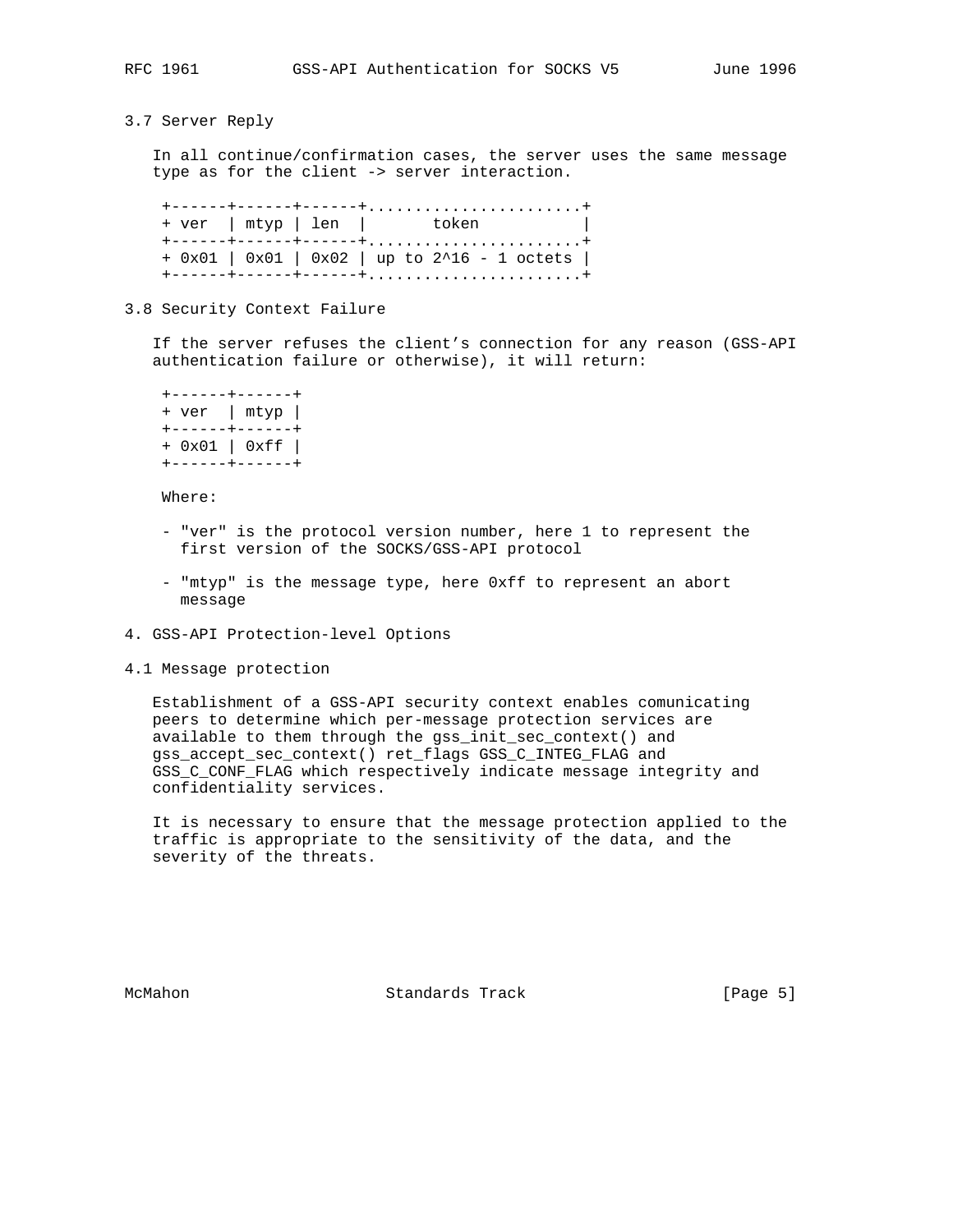### 3.7 Server Reply

In all continue/confirmation cases, the server uses the same message type as for the client -> server interaction.

```
+------+------+------+.......................+
+ ver  | mtyp | len  |       token           |
+------+------+------+.......................+
+ 0x01 | 0x01 | 0x02 | up to 2^16 - 1 octets |
+------+------+------+.......................+
```

### 3.8 Security Context Failure

If the server refuses the client's connection for any reason (GSS-API authentication failure or otherwise), it will return:

```
+------+------+
+ ver  | mtyp |
+------+------+
+ 0x01 | 0xff |
+------+------+
```

Where:

- "ver" is the protocol version number, here 1 to represent the first version of the SOCKS/GSS-API protocol

- "mtyp" is the message type, here 0xff to represent an abort message

## 4. GSS-API Protection-level Options

### 4.1 Message protection

Establishment of a GSS-API security context enables comunicating peers to determine which per-message protection services are available to them through the gss_init_sec_context() and gss_accept_sec_context() ret_flags GSS_C_INTEG_FLAG and GSS_C_CONF_FLAG which respectively indicate message integrity and confidentiality services.

It is necessary to ensure that the message protection applied to the traffic is appropriate to the sensitivity of the data, and the severity of the threats.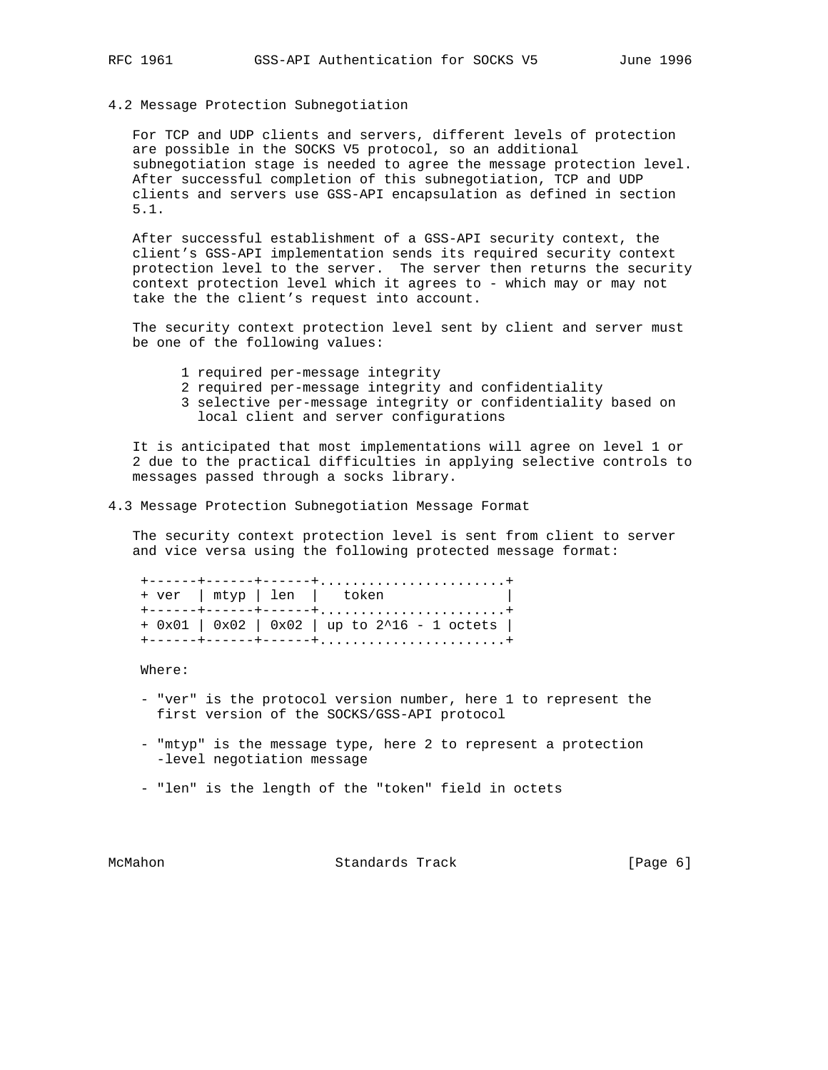## 4.2 Message Protection Subnegotiation

For TCP and UDP clients and servers, different levels of protection are possible in the SOCKS V5 protocol, so an additional subnegotiation stage is needed to agree the message protection level. After successful completion of this subnegotiation, TCP and UDP clients and servers use GSS-API encapsulation as defined in section 5.1.

After successful establishment of a GSS-API security context, the client's GSS-API implementation sends its required security context protection level to the server. The server then returns the security context protection level which it agrees to - which may or may not take the the client's request into account.

The security context protection level sent by client and server must be one of the following values:

1 required per-message integrity
2 required per-message integrity and confidentiality
3 selective per-message integrity or confidentiality based on local client and server configurations

It is anticipated that most implementations will agree on level 1 or 2 due to the practical difficulties in applying selective controls to messages passed through a socks library.

## 4.3 Message Protection Subnegotiation Message Format

The security context protection level is sent from client to server and vice versa using the following protected message format:

```
+------+------+------+.......................+
+ ver  | mtyp | len  |   token               |
+------+------+------+.......................+
+ 0x01 | 0x02 | 0x02 | up to 2^16 - 1 octets |
+------+------+------+.......................+
```

Where:

- "ver" is the protocol version number, here 1 to represent the first version of the SOCKS/GSS-API protocol

- "mtyp" is the message type, here 2 to represent a protection -level negotiation message

- "len" is the length of the "token" field in octets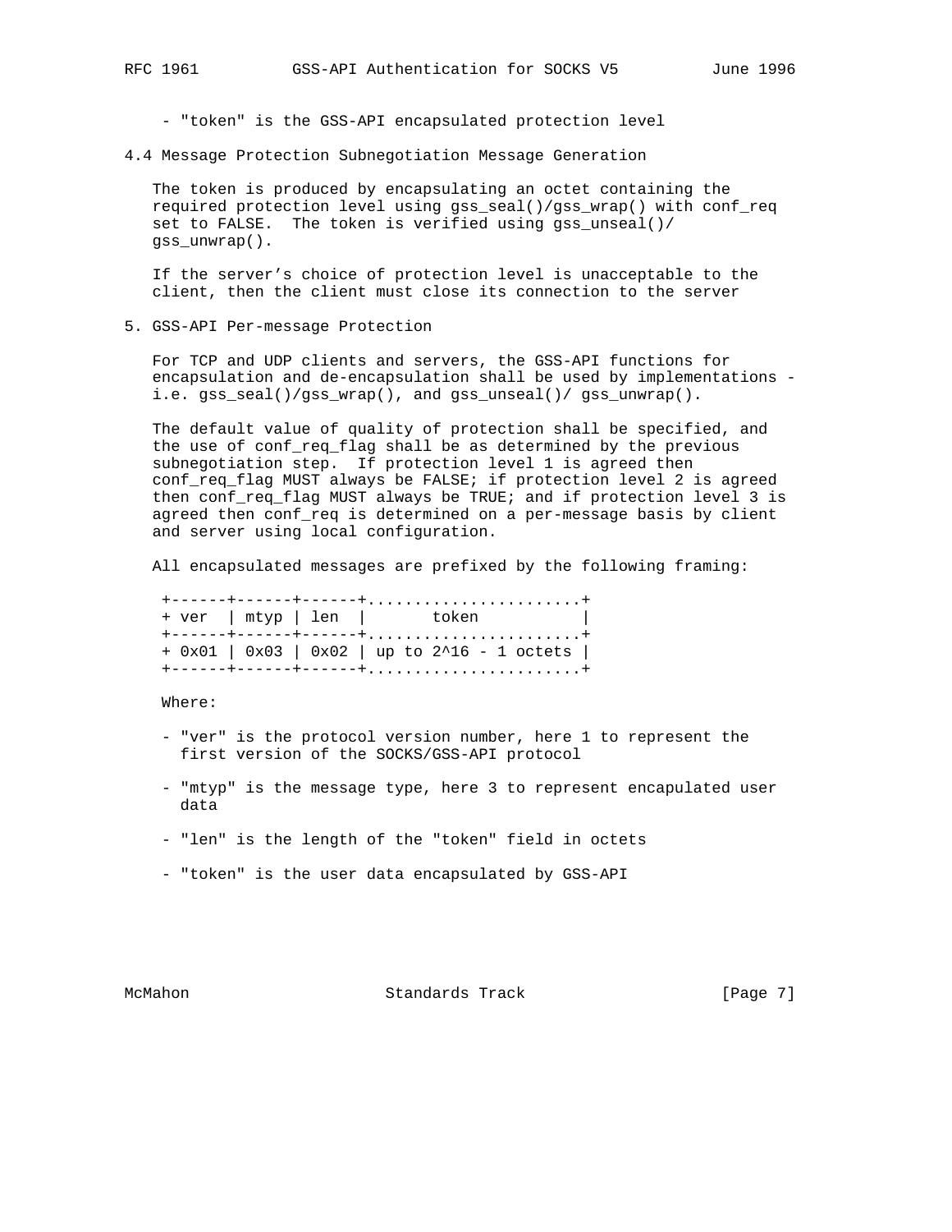- "token" is the GSS-API encapsulated protection level

## 4.4 Message Protection Subnegotiation Message Generation

The token is produced by encapsulating an octet containing the required protection level using gss_seal()/gss_wrap() with conf_req set to FALSE. The token is verified using gss_unseal()/ gss_unwrap().

If the server's choice of protection level is unacceptable to the client, then the client must close its connection to the server

## 5. GSS-API Per-message Protection

For TCP and UDP clients and servers, the GSS-API functions for encapsulation and de-encapsulation shall be used by implementations - i.e. gss_seal()/gss_wrap(), and gss_unseal()/ gss_unwrap().

The default value of quality of protection shall be specified, and the use of conf_req_flag shall be as determined by the previous subnegotiation step. If protection level 1 is agreed then conf_req_flag MUST always be FALSE; if protection level 2 is agreed then conf_req_flag MUST always be TRUE; and if protection level 3 is agreed then conf_req is determined on a per-message basis by client and server using local configuration.

All encapsulated messages are prefixed by the following framing:

```
+------+------+------+.......................+
+ ver  | mtyp | len  |       token           |
+------+------+------+.......................+
+ 0x01 | 0x03 | 0x02 | up to 2^16 - 1 octets |
+------+------+------+.......................+
```

Where:

- "ver" is the protocol version number, here 1 to represent the first version of the SOCKS/GSS-API protocol

- "mtyp" is the message type, here 3 to represent encapulated user data

- "len" is the length of the "token" field in octets

- "token" is the user data encapsulated by GSS-API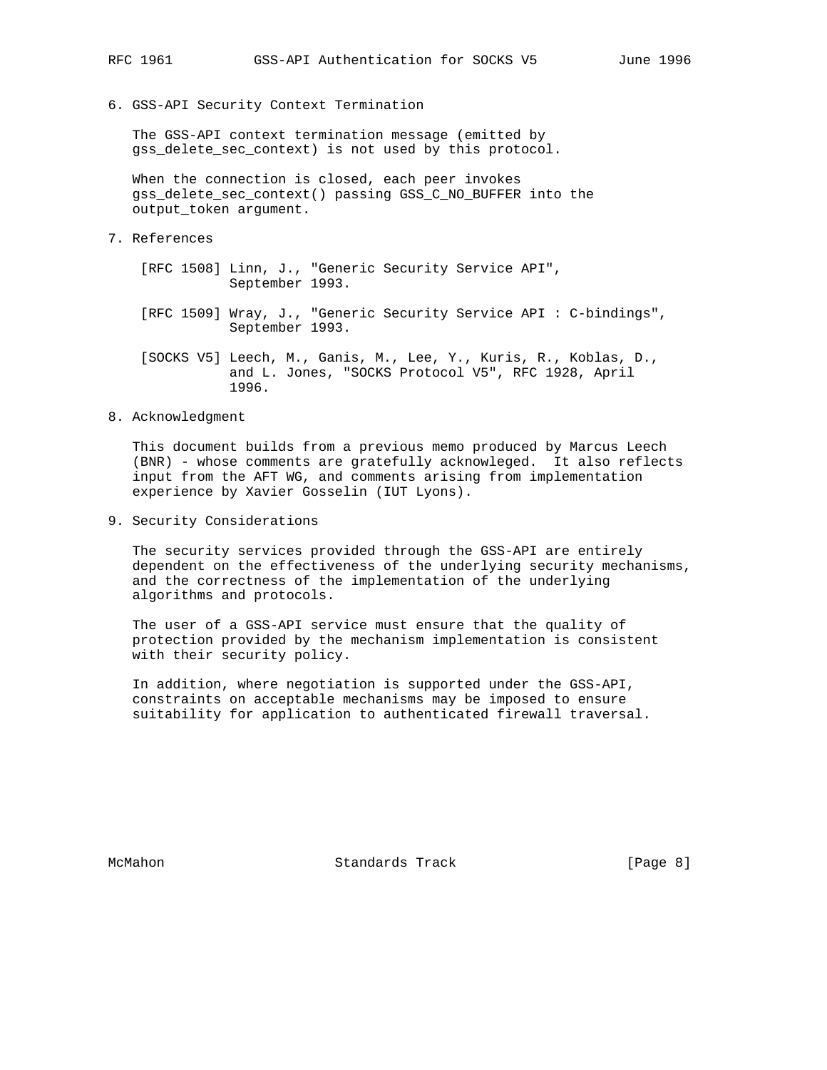## 6. GSS-API Security Context Termination

The GSS-API context termination message (emitted by gss_delete_sec_context) is not used by this protocol.

When the connection is closed, each peer invokes gss_delete_sec_context() passing GSS_C_NO_BUFFER into the output_token argument.

## 7. References

[RFC 1508] Linn, J., "Generic Security Service API", September 1993.

[RFC 1509] Wray, J., "Generic Security Service API : C-bindings", September 1993.

[SOCKS V5] Leech, M., Ganis, M., Lee, Y., Kuris, R., Koblas, D., and L. Jones, "SOCKS Protocol V5", RFC 1928, April 1996.

## 8. Acknowledgment

This document builds from a previous memo produced by Marcus Leech (BNR) - whose comments are gratefully acknowleged. It also reflects input from the AFT WG, and comments arising from implementation experience by Xavier Gosselin (IUT Lyons).

## 9. Security Considerations

The security services provided through the GSS-API are entirely dependent on the effectiveness of the underlying security mechanisms, and the correctness of the implementation of the underlying algorithms and protocols.

The user of a GSS-API service must ensure that the quality of protection provided by the mechanism implementation is consistent with their security policy.

In addition, where negotiation is supported under the GSS-API, constraints on acceptable mechanisms may be imposed to ensure suitability for application to authenticated firewall traversal.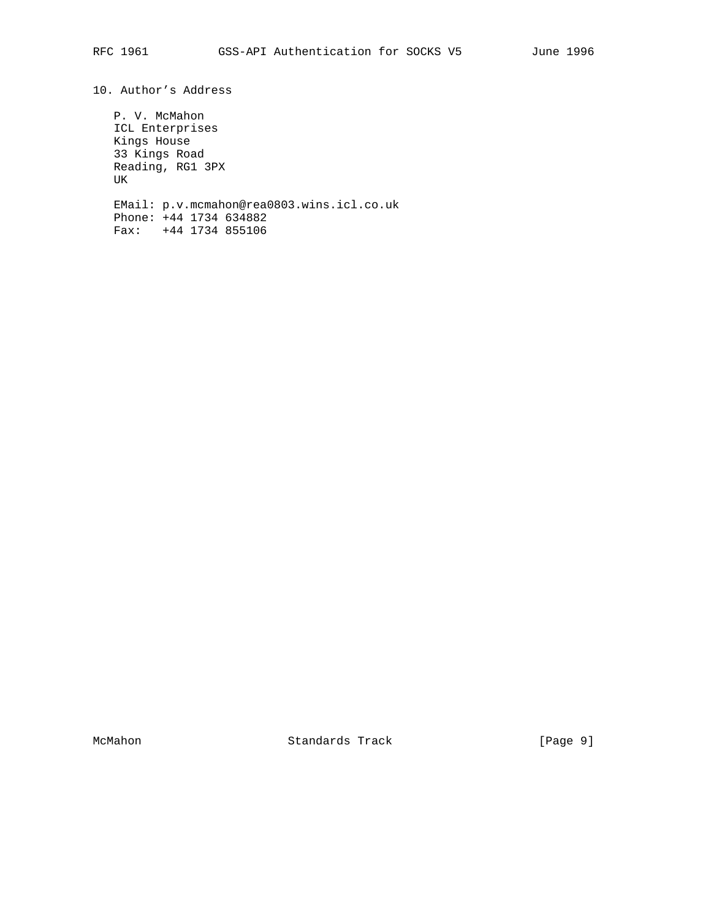## 10. Author's Address

P. V. McMahon
ICL Enterprises
Kings House
33 Kings Road
Reading, RG1 3PX
UK

EMail: p.v.mcmahon@rea0803.wins.icl.co.uk
Phone: +44 1734 634882
Fax:   +44 1734 855106